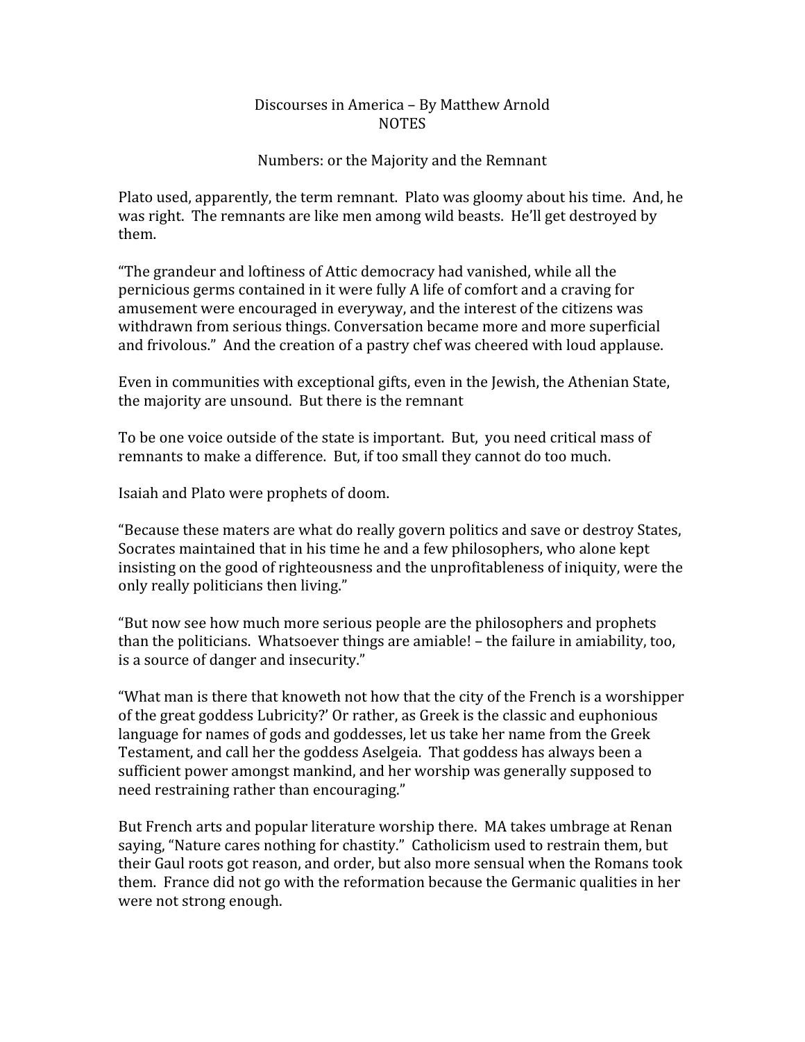# Discourses in America – By Matthew Arnold
## NOTES

### Numbers: or the Majority and the Remnant

Plato used, apparently, the term remnant. Plato was gloomy about his time. And, he was right. The remnants are like men among wild beasts. He'll get destroyed by them.

"The grandeur and loftiness of Attic democracy had vanished, while all the pernicious germs contained in it were fully A life of comfort and a craving for amusement were encouraged in everyway, and the interest of the citizens was withdrawn from serious things. Conversation became more and more superficial and frivolous." And the creation of a pastry chef was cheered with loud applause.

Even in communities with exceptional gifts, even in the Jewish, the Athenian State, the majority are unsound. But there is the remnant

To be one voice outside of the state is important. But, you need critical mass of remnants to make a difference. But, if too small they cannot do too much.

Isaiah and Plato were prophets of doom.

"Because these maters are what do really govern politics and save or destroy States, Socrates maintained that in his time he and a few philosophers, who alone kept insisting on the good of righteousness and the unprofitableness of iniquity, were the only really politicians then living."

"But now see how much more serious people are the philosophers and prophets than the politicians. Whatsoever things are amiable! – the failure in amiability, too, is a source of danger and insecurity."

"What man is there that knoweth not how that the city of the French is a worshipper of the great goddess Lubricity?' Or rather, as Greek is the classic and euphonious language for names of gods and goddesses, let us take her name from the Greek Testament, and call her the goddess Aselgeia. That goddess has always been a sufficient power amongst mankind, and her worship was generally supposed to need restraining rather than encouraging."

But French arts and popular literature worship there. MA takes umbrage at Renan saying, "Nature cares nothing for chastity." Catholicism used to restrain them, but their Gaul roots got reason, and order, but also more sensual when the Romans took them. France did not go with the reformation because the Germanic qualities in her were not strong enough.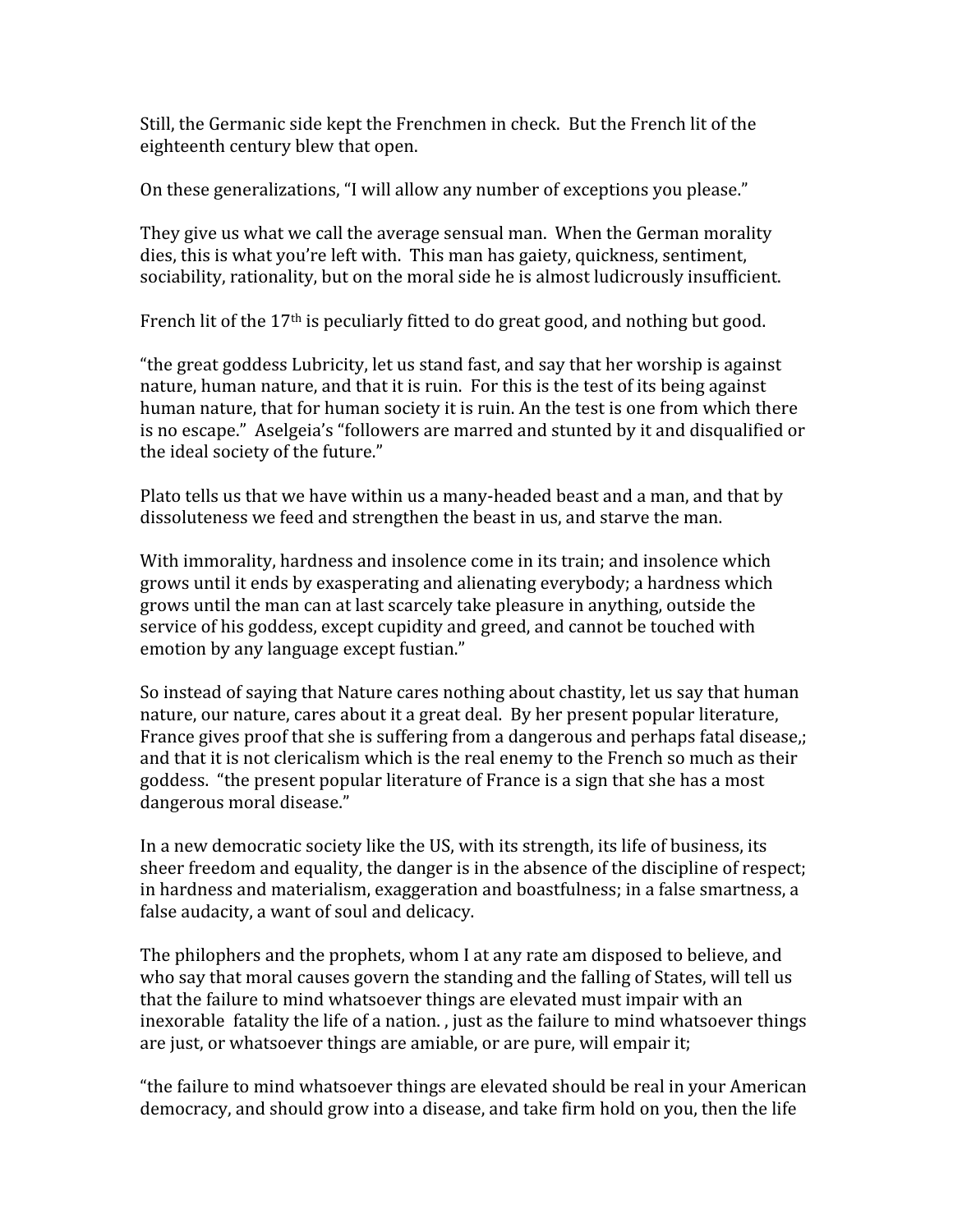Still, the Germanic side kept the Frenchmen in check. But the French lit of the eighteenth century blew that open.

On these generalizations, "I will allow any number of exceptions you please."

They give us what we call the average sensual man. When the German morality dies, this is what you're left with. This man has gaiety, quickness, sentiment, sociability, rationality, but on the moral side he is almost ludicrously insufficient.

French lit of the 17th is peculiarly fitted to do great good, and nothing but good.

"the great goddess Lubricity, let us stand fast, and say that her worship is against nature, human nature, and that it is ruin. For this is the test of its being against human nature, that for human society it is ruin. An the test is one from which there is no escape." Aselgeia's "followers are marred and stunted by it and disqualified or the ideal society of the future."

Plato tells us that we have within us a many-headed beast and a man, and that by dissoluteness we feed and strengthen the beast in us, and starve the man.

With immorality, hardness and insolence come in its train; and insolence which grows until it ends by exasperating and alienating everybody; a hardness which grows until the man can at last scarcely take pleasure in anything, outside the service of his goddess, except cupidity and greed, and cannot be touched with emotion by any language except fustian."

So instead of saying that Nature cares nothing about chastity, let us say that human nature, our nature, cares about it a great deal. By her present popular literature, France gives proof that she is suffering from a dangerous and perhaps fatal disease,; and that it is not clericalism which is the real enemy to the French so much as their goddess. "the present popular literature of France is a sign that she has a most dangerous moral disease."

In a new democratic society like the US, with its strength, its life of business, its sheer freedom and equality, the danger is in the absence of the discipline of respect; in hardness and materialism, exaggeration and boastfulness; in a false smartness, a false audacity, a want of soul and delicacy.

The philophers and the prophets, whom I at any rate am disposed to believe, and who say that moral causes govern the standing and the falling of States, will tell us that the failure to mind whatsoever things are elevated must impair with an inexorable fatality the life of a nation. , just as the failure to mind whatsoever things are just, or whatsoever things are amiable, or are pure, will empair it;

"the failure to mind whatsoever things are elevated should be real in your American democracy, and should grow into a disease, and take firm hold on you, then the life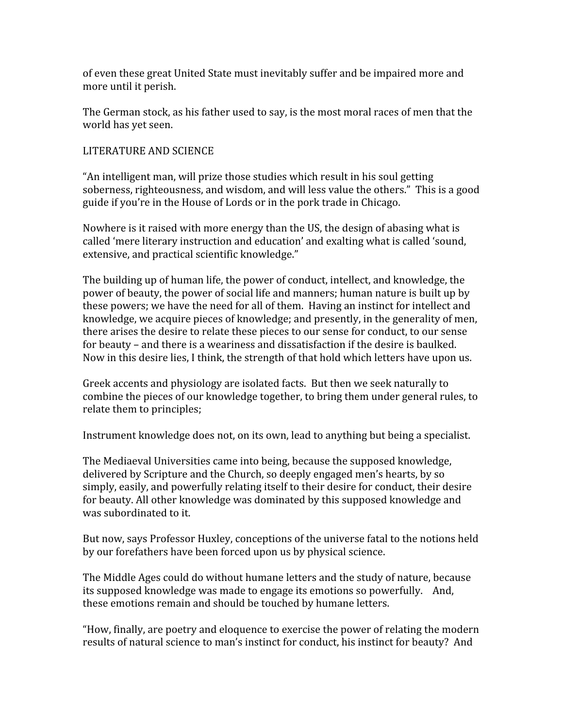of even these great United State must inevitably suffer and be impaired more and more until it perish.

The German stock, as his father used to say, is the most moral races of men that the world has yet seen.

LITERATURE AND SCIENCE

"An intelligent man, will prize those studies which result in his soul getting soberness, righteousness, and wisdom, and will less value the others." This is a good guide if you're in the House of Lords or in the pork trade in Chicago.

Nowhere is it raised with more energy than the US, the design of abasing what is called 'mere literary instruction and education' and exalting what is called 'sound, extensive, and practical scientific knowledge."

The building up of human life, the power of conduct, intellect, and knowledge, the power of beauty, the power of social life and manners; human nature is built up by these powers; we have the need for all of them. Having an instinct for intellect and knowledge, we acquire pieces of knowledge; and presently, in the generality of men, there arises the desire to relate these pieces to our sense for conduct, to our sense for beauty – and there is a weariness and dissatisfaction if the desire is baulked. Now in this desire lies, I think, the strength of that hold which letters have upon us.

Greek accents and physiology are isolated facts. But then we seek naturally to combine the pieces of our knowledge together, to bring them under general rules, to relate them to principles;

Instrument knowledge does not, on its own, lead to anything but being a specialist.

The Mediaeval Universities came into being, because the supposed knowledge, delivered by Scripture and the Church, so deeply engaged men's hearts, by so simply, easily, and powerfully relating itself to their desire for conduct, their desire for beauty. All other knowledge was dominated by this supposed knowledge and was subordinated to it.

But now, says Professor Huxley, conceptions of the universe fatal to the notions held by our forefathers have been forced upon us by physical science.

The Middle Ages could do without humane letters and the study of nature, because its supposed knowledge was made to engage its emotions so powerfully. And, these emotions remain and should be touched by humane letters.

"How, finally, are poetry and eloquence to exercise the power of relating the modern results of natural science to man's instinct for conduct, his instinct for beauty? And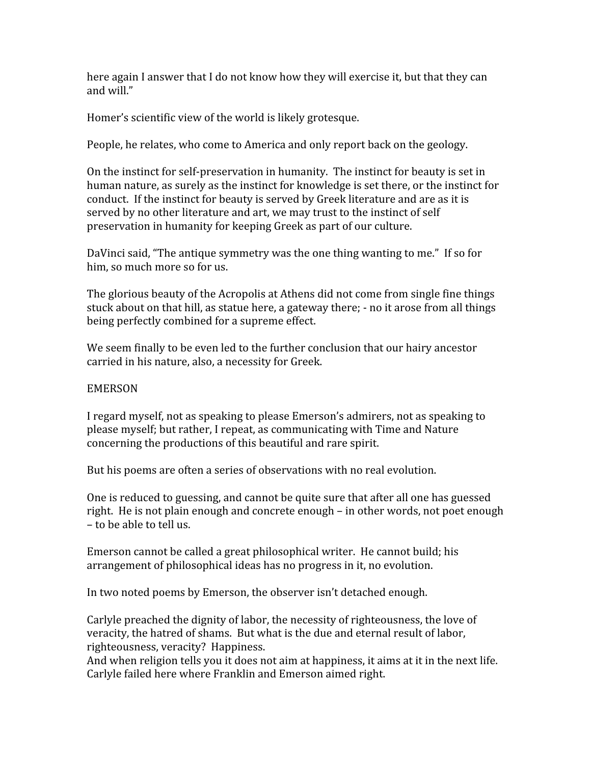here again I answer that I do not know how they will exercise it, but that they can and will."

Homer's scientific view of the world is likely grotesque.

People, he relates, who come to America and only report back on the geology.

On the instinct for self-preservation in humanity. The instinct for beauty is set in human nature, as surely as the instinct for knowledge is set there, or the instinct for conduct. If the instinct for beauty is served by Greek literature and are as it is served by no other literature and art, we may trust to the instinct of self preservation in humanity for keeping Greek as part of our culture.

DaVinci said, "The antique symmetry was the one thing wanting to me." If so for him, so much more so for us.

The glorious beauty of the Acropolis at Athens did not come from single fine things stuck about on that hill, as statue here, a gateway there; - no it arose from all things being perfectly combined for a supreme effect.

We seem finally to be even led to the further conclusion that our hairy ancestor carried in his nature, also, a necessity for Greek.

EMERSON

I regard myself, not as speaking to please Emerson's admirers, not as speaking to please myself; but rather, I repeat, as communicating with Time and Nature concerning the productions of this beautiful and rare spirit.

But his poems are often a series of observations with no real evolution.

One is reduced to guessing, and cannot be quite sure that after all one has guessed right. He is not plain enough and concrete enough – in other words, not poet enough – to be able to tell us.

Emerson cannot be called a great philosophical writer. He cannot build; his arrangement of philosophical ideas has no progress in it, no evolution.

In two noted poems by Emerson, the observer isn't detached enough.

Carlyle preached the dignity of labor, the necessity of righteousness, the love of veracity, the hatred of shams. But what is the due and eternal result of labor, righteousness, veracity? Happiness.
And when religion tells you it does not aim at happiness, it aims at it in the next life. Carlyle failed here where Franklin and Emerson aimed right.